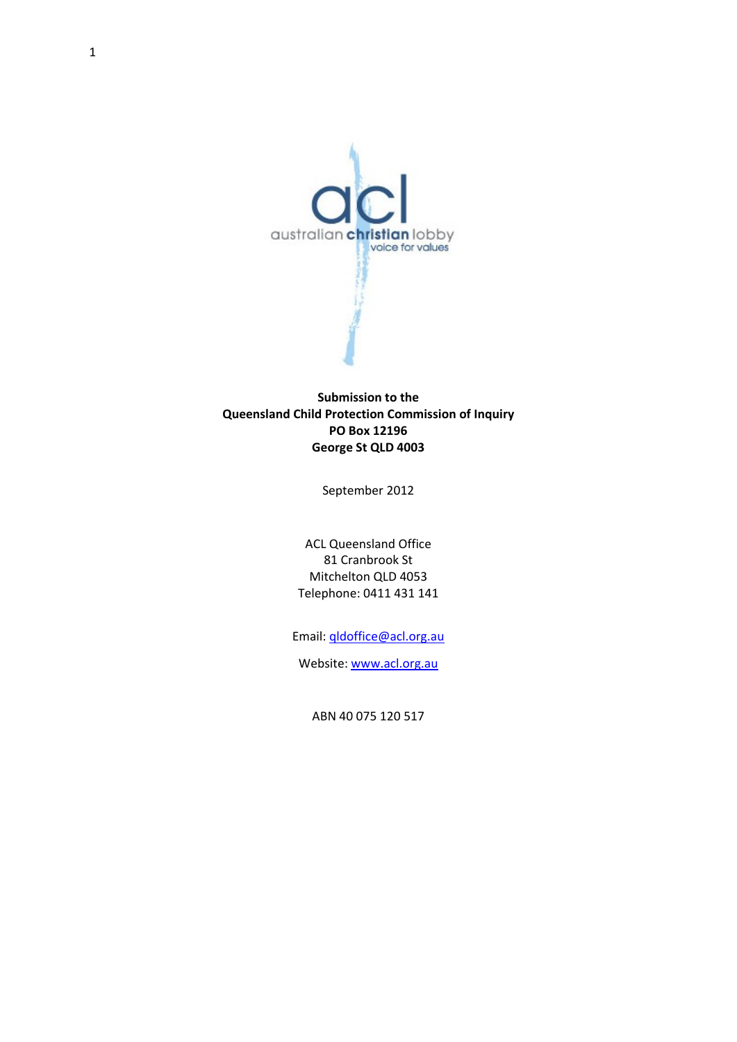**Submission to the**
**Queensland Child Protection Commission of Inquiry**
**PO Box 12196**
**George St QLD 4003**

September 2012

ACL Queensland Office
81 Cranbrook St
Mitchelton QLD 4053
Telephone: 0411 431 141

Email: qldoffice@acl.org.au

Website: www.acl.org.au

ABN 40 075 120 517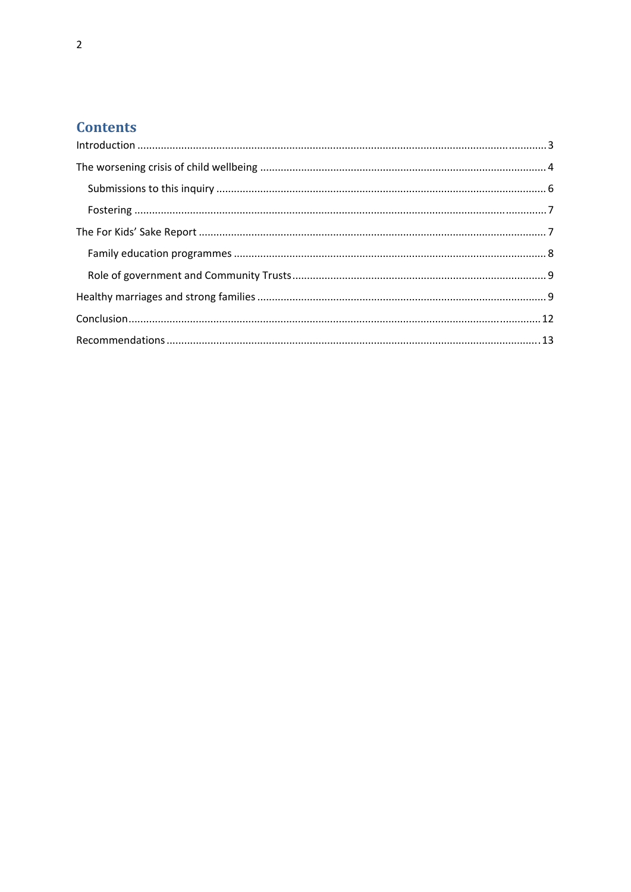## Contents

- Introduction ........................................................ 3
- The worsening crisis of child wellbeing ........................................................ 4
  - Submissions to this inquiry ........................................................ 6
  - Fostering ........................................................ 7
- The For Kids' Sake Report ........................................................ 7
  - Family education programmes ........................................................ 8
  - Role of government and Community Trusts ........................................................ 9
- Healthy marriages and strong families ........................................................ 9
- Conclusion ........................................................ 12
- Recommendations ........................................................ 13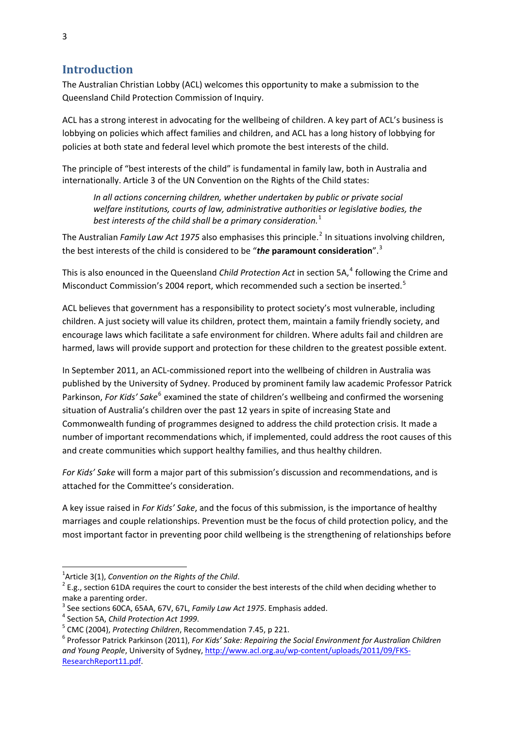## Introduction

The Australian Christian Lobby (ACL) welcomes this opportunity to make a submission to the Queensland Child Protection Commission of Inquiry.

ACL has a strong interest in advocating for the wellbeing of children. A key part of ACL's business is lobbying on policies which affect families and children, and ACL has a long history of lobbying for policies at both state and federal level which promote the best interests of the child.

The principle of "best interests of the child" is fundamental in family law, both in Australia and internationally. Article 3 of the UN Convention on the Rights of the Child states:

> *In all actions concerning children, whether undertaken by public or private social welfare institutions, courts of law, administrative authorities or legislative bodies, the best interests of the child shall be a primary consideration.*[1]

The Australian *Family Law Act 1975* also emphasises this principle.[2] In situations involving children, the best interests of the child is considered to be "***the* paramount consideration**".[3]

This is also enounced in the Queensland *Child Protection Act* in section 5A,[4] following the Crime and Misconduct Commission's 2004 report, which recommended such a section be inserted.[5]

ACL believes that government has a responsibility to protect society's most vulnerable, including children. A just society will value its children, protect them, maintain a family friendly society, and encourage laws which facilitate a safe environment for children. Where adults fail and children are harmed, laws will provide support and protection for these children to the greatest possible extent.

In September 2011, an ACL-commissioned report into the wellbeing of children in Australia was published by the University of Sydney. Produced by prominent family law academic Professor Patrick Parkinson, *For Kids' Sake*[6] examined the state of children's wellbeing and confirmed the worsening situation of Australia's children over the past 12 years in spite of increasing State and Commonwealth funding of programmes designed to address the child protection crisis. It made a number of important recommendations which, if implemented, could address the root causes of this and create communities which support healthy families, and thus healthy children.

*For Kids' Sake* will form a major part of this submission's discussion and recommendations, and is attached for the Committee's consideration.

A key issue raised in *For Kids' Sake*, and the focus of this submission, is the importance of healthy marriages and couple relationships. Prevention must be the focus of child protection policy, and the most important factor in preventing poor child wellbeing is the strengthening of relationships before

---

[1] Article 3(1), *Convention on the Rights of the Child*.

[2] E.g., section 61DA requires the court to consider the best interests of the child when deciding whether to make a parenting order.

[3] See sections 60CA, 65AA, 67V, 67L, *Family Law Act 1975*. Emphasis added.

[4] Section 5A, *Child Protection Act 1999*.

[5] CMC (2004), *Protecting Children*, Recommendation 7.45, p 221.

[6] Professor Patrick Parkinson (2011), *For Kids' Sake: Repairing the Social Environment for Australian Children and Young People*, University of Sydney, http://www.acl.org.au/wp-content/uploads/2011/09/FKS-ResearchReport11.pdf.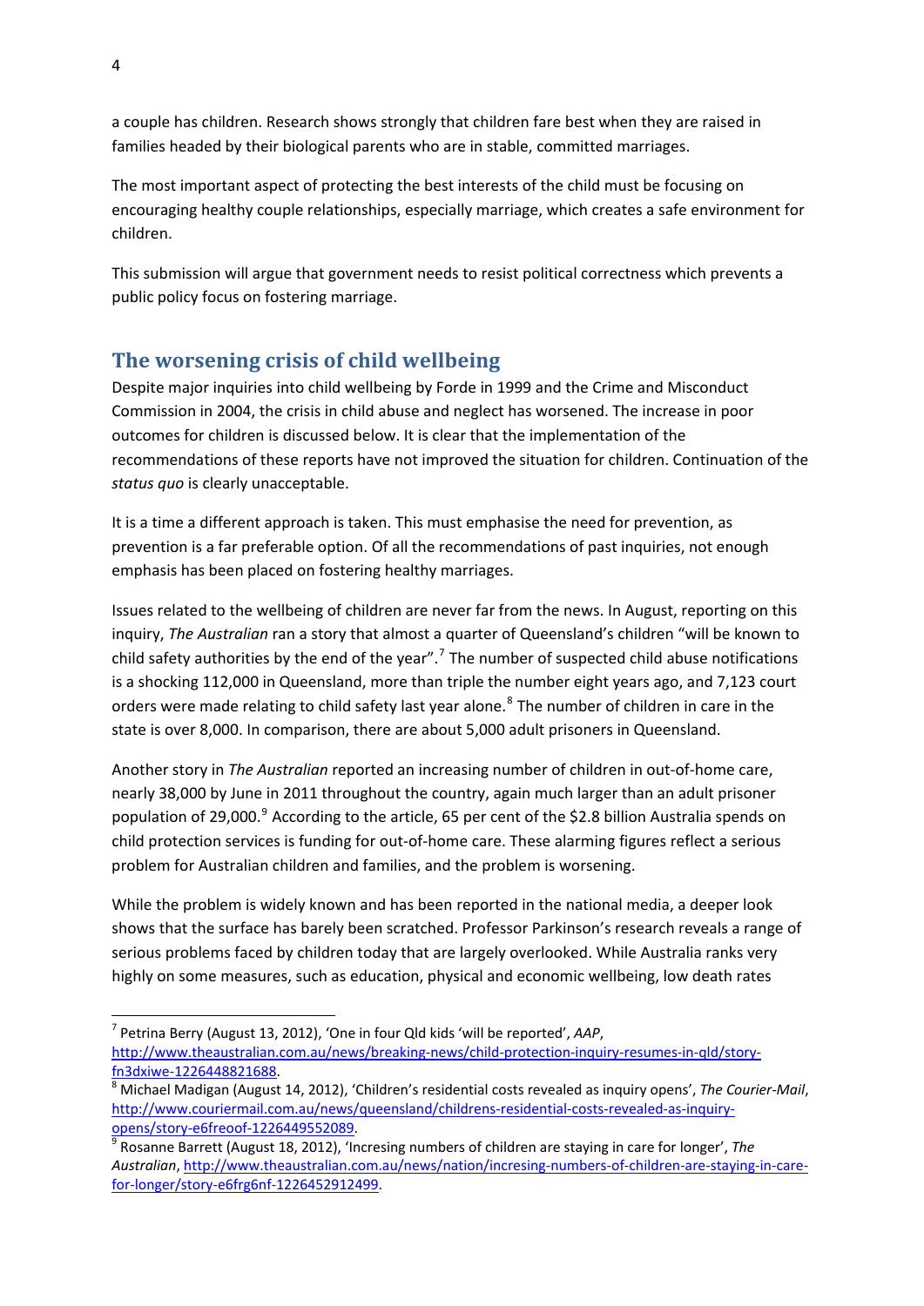a couple has children. Research shows strongly that children fare best when they are raised in families headed by their biological parents who are in stable, committed marriages.

The most important aspect of protecting the best interests of the child must be focusing on encouraging healthy couple relationships, especially marriage, which creates a safe environment for children.

This submission will argue that government needs to resist political correctness which prevents a public policy focus on fostering marriage.

## The worsening crisis of child wellbeing

Despite major inquiries into child wellbeing by Forde in 1999 and the Crime and Misconduct Commission in 2004, the crisis in child abuse and neglect has worsened. The increase in poor outcomes for children is discussed below. It is clear that the implementation of the recommendations of these reports have not improved the situation for children. Continuation of the *status quo* is clearly unacceptable.

It is a time a different approach is taken. This must emphasise the need for prevention, as prevention is a far preferable option. Of all the recommendations of past inquiries, not enough emphasis has been placed on fostering healthy marriages.

Issues related to the wellbeing of children are never far from the news. In August, reporting on this inquiry, *The Australian* ran a story that almost a quarter of Queensland's children "will be known to child safety authorities by the end of the year".[7] The number of suspected child abuse notifications is a shocking 112,000 in Queensland, more than triple the number eight years ago, and 7,123 court orders were made relating to child safety last year alone.[8] The number of children in care in the state is over 8,000. In comparison, there are about 5,000 adult prisoners in Queensland.

Another story in *The Australian* reported an increasing number of children in out-of-home care, nearly 38,000 by June in 2011 throughout the country, again much larger than an adult prisoner population of 29,000.[9] According to the article, 65 per cent of the $2.8 billion Australia spends on child protection services is funding for out-of-home care. These alarming figures reflect a serious problem for Australian children and families, and the problem is worsening.

While the problem is widely known and has been reported in the national media, a deeper look shows that the surface has barely been scratched. Professor Parkinson's research reveals a range of serious problems faced by children today that are largely overlooked. While Australia ranks very highly on some measures, such as education, physical and economic wellbeing, low death rates

---

[7] Petrina Berry (August 13, 2012), 'One in four Qld kids 'will be reported', *AAP*, http://www.theaustralian.com.au/news/breaking-news/child-protection-inquiry-resumes-in-qld/story-fn3dxiwe-1226448821688.

[8] Michael Madigan (August 14, 2012), 'Children's residential costs revealed as inquiry opens', *The Courier-Mail*, http://www.couriermail.com.au/news/queensland/childrens-residential-costs-revealed-as-inquiry-opens/story-e6freoof-1226449552089.

[9] Rosanne Barrett (August 18, 2012), 'Incresing numbers of children are staying in care for longer', *The Australian*, http://www.theaustralian.com.au/news/nation/incresing-numbers-of-children-are-staying-in-care-for-longer/story-e6frg6nf-1226452912499.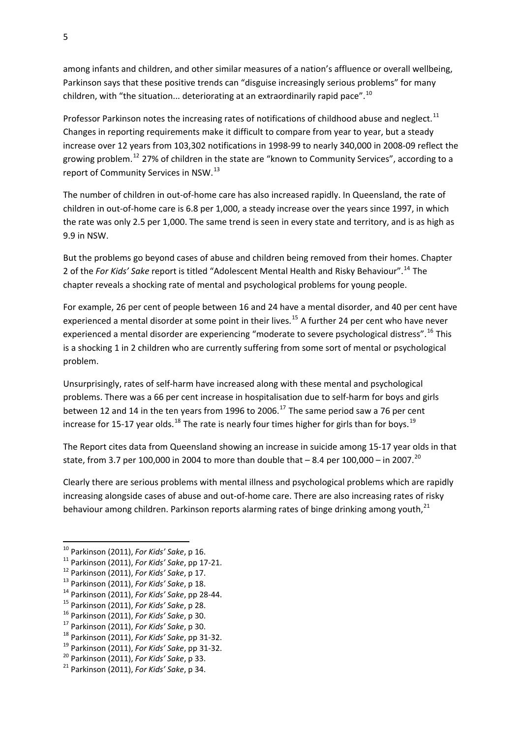among infants and children, and other similar measures of a nation's affluence or overall wellbeing, Parkinson says that these positive trends can "disguise increasingly serious problems" for many children, with "the situation... deteriorating at an extraordinarily rapid pace".[10]

Professor Parkinson notes the increasing rates of notifications of childhood abuse and neglect.[11] Changes in reporting requirements make it difficult to compare from year to year, but a steady increase over 12 years from 103,302 notifications in 1998-99 to nearly 340,000 in 2008-09 reflect the growing problem.[12] 27% of children in the state are "known to Community Services", according to a report of Community Services in NSW.[13]

The number of children in out-of-home care has also increased rapidly. In Queensland, the rate of children in out-of-home care is 6.8 per 1,000, a steady increase over the years since 1997, in which the rate was only 2.5 per 1,000. The same trend is seen in every state and territory, and is as high as 9.9 in NSW.

But the problems go beyond cases of abuse and children being removed from their homes. Chapter 2 of the *For Kids' Sake* report is titled "Adolescent Mental Health and Risky Behaviour".[14] The chapter reveals a shocking rate of mental and psychological problems for young people.

For example, 26 per cent of people between 16 and 24 have a mental disorder, and 40 per cent have experienced a mental disorder at some point in their lives.[15] A further 24 per cent who have never experienced a mental disorder are experiencing "moderate to severe psychological distress".[16] This is a shocking 1 in 2 children who are currently suffering from some sort of mental or psychological problem.

Unsurprisingly, rates of self-harm have increased along with these mental and psychological problems. There was a 66 per cent increase in hospitalisation due to self-harm for boys and girls between 12 and 14 in the ten years from 1996 to 2006.[17] The same period saw a 76 per cent increase for 15-17 year olds.[18] The rate is nearly four times higher for girls than for boys.[19]

The Report cites data from Queensland showing an increase in suicide among 15-17 year olds in that state, from 3.7 per 100,000 in 2004 to more than double that – 8.4 per 100,000 – in 2007.[20]

Clearly there are serious problems with mental illness and psychological problems which are rapidly increasing alongside cases of abuse and out-of-home care. There are also increasing rates of risky behaviour among children. Parkinson reports alarming rates of binge drinking among youth,[21]

---

[10] Parkinson (2011), *For Kids' Sake*, p 16.
[11] Parkinson (2011), *For Kids' Sake*, pp 17-21.
[12] Parkinson (2011), *For Kids' Sake*, p 17.
[13] Parkinson (2011), *For Kids' Sake*, p 18.
[14] Parkinson (2011), *For Kids' Sake*, pp 28-44.
[15] Parkinson (2011), *For Kids' Sake*, p 28.
[16] Parkinson (2011), *For Kids' Sake*, p 30.
[17] Parkinson (2011), *For Kids' Sake*, p 30.
[18] Parkinson (2011), *For Kids' Sake*, pp 31-32.
[19] Parkinson (2011), *For Kids' Sake*, pp 31-32.
[20] Parkinson (2011), *For Kids' Sake*, p 33.
[21] Parkinson (2011), *For Kids' Sake*, p 34.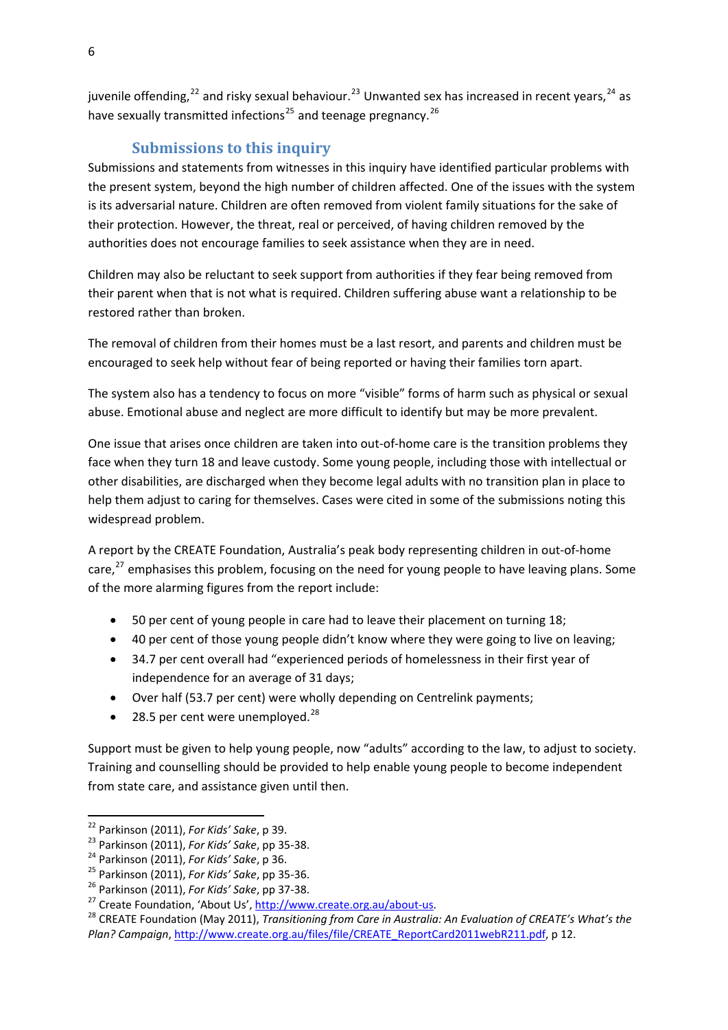juvenile offending,[22] and risky sexual behaviour.[23] Unwanted sex has increased in recent years,[24] as have sexually transmitted infections[25] and teenage pregnancy.[26]

## Submissions to this inquiry

Submissions and statements from witnesses in this inquiry have identified particular problems with the present system, beyond the high number of children affected. One of the issues with the system is its adversarial nature. Children are often removed from violent family situations for the sake of their protection. However, the threat, real or perceived, of having children removed by the authorities does not encourage families to seek assistance when they are in need.

Children may also be reluctant to seek support from authorities if they fear being removed from their parent when that is not what is required. Children suffering abuse want a relationship to be restored rather than broken.

The removal of children from their homes must be a last resort, and parents and children must be encouraged to seek help without fear of being reported or having their families torn apart.

The system also has a tendency to focus on more "visible" forms of harm such as physical or sexual abuse. Emotional abuse and neglect are more difficult to identify but may be more prevalent.

One issue that arises once children are taken into out-of-home care is the transition problems they face when they turn 18 and leave custody. Some young people, including those with intellectual or other disabilities, are discharged when they become legal adults with no transition plan in place to help them adjust to caring for themselves. Cases were cited in some of the submissions noting this widespread problem.

A report by the CREATE Foundation, Australia's peak body representing children in out-of-home care,[27] emphasises this problem, focusing on the need for young people to have leaving plans. Some of the more alarming figures from the report include:

- 50 per cent of young people in care had to leave their placement on turning 18;
- 40 per cent of those young people didn't know where they were going to live on leaving;
- 34.7 per cent overall had "experienced periods of homelessness in their first year of independence for an average of 31 days;
- Over half (53.7 per cent) were wholly depending on Centrelink payments;
- 28.5 per cent were unemployed.[28]

Support must be given to help young people, now "adults" according to the law, to adjust to society. Training and counselling should be provided to help enable young people to become independent from state care, and assistance given until then.

---

[22] Parkinson (2011), *For Kids' Sake*, p 39.
[23] Parkinson (2011), *For Kids' Sake*, pp 35-38.
[24] Parkinson (2011), *For Kids' Sake*, p 36.
[25] Parkinson (2011), *For Kids' Sake*, pp 35-36.
[26] Parkinson (2011), *For Kids' Sake*, pp 37-38.
[27] Create Foundation, 'About Us', http://www.create.org.au/about-us.
[28] CREATE Foundation (May 2011), *Transitioning from Care in Australia: An Evaluation of CREATE's What's the Plan? Campaign*, http://www.create.org.au/files/file/CREATE_ReportCard2011webR211.pdf, p 12.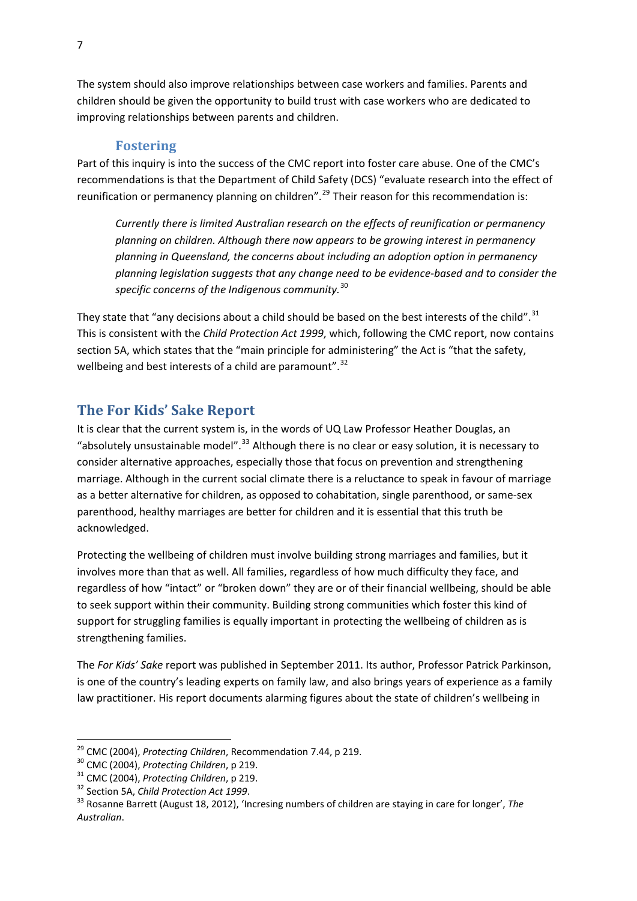The system should also improve relationships between case workers and families. Parents and children should be given the opportunity to build trust with case workers who are dedicated to improving relationships between parents and children.

### Fostering

Part of this inquiry is into the success of the CMC report into foster care abuse. One of the CMC's recommendations is that the Department of Child Safety (DCS) "evaluate research into the effect of reunification or permanency planning on children".[29] Their reason for this recommendation is:

> *Currently there is limited Australian research on the effects of reunification or permanency planning on children. Although there now appears to be growing interest in permanency planning in Queensland, the concerns about including an adoption option in permanency planning legislation suggests that any change need to be evidence-based and to consider the specific concerns of the Indigenous community.*[30]

They state that "any decisions about a child should be based on the best interests of the child".[31] This is consistent with the *Child Protection Act 1999*, which, following the CMC report, now contains section 5A, which states that the "main principle for administering" the Act is "that the safety, wellbeing and best interests of a child are paramount".[32]

## The For Kids' Sake Report

It is clear that the current system is, in the words of UQ Law Professor Heather Douglas, an "absolutely unsustainable model".[33] Although there is no clear or easy solution, it is necessary to consider alternative approaches, especially those that focus on prevention and strengthening marriage. Although in the current social climate there is a reluctance to speak in favour of marriage as a better alternative for children, as opposed to cohabitation, single parenthood, or same-sex parenthood, healthy marriages are better for children and it is essential that this truth be acknowledged.

Protecting the wellbeing of children must involve building strong marriages and families, but it involves more than that as well. All families, regardless of how much difficulty they face, and regardless of how "intact" or "broken down" they are or of their financial wellbeing, should be able to seek support within their community. Building strong communities which foster this kind of support for struggling families is equally important in protecting the wellbeing of children as is strengthening families.

The *For Kids' Sake* report was published in September 2011. Its author, Professor Patrick Parkinson, is one of the country's leading experts on family law, and also brings years of experience as a family law practitioner. His report documents alarming figures about the state of children's wellbeing in

---

[29] CMC (2004), *Protecting Children*, Recommendation 7.44, p 219.

[30] CMC (2004), *Protecting Children*, p 219.

[31] CMC (2004), *Protecting Children*, p 219.

[32] Section 5A, *Child Protection Act 1999*.

[33] Rosanne Barrett (August 18, 2012), 'Incresing numbers of children are staying in care for longer', *The Australian*.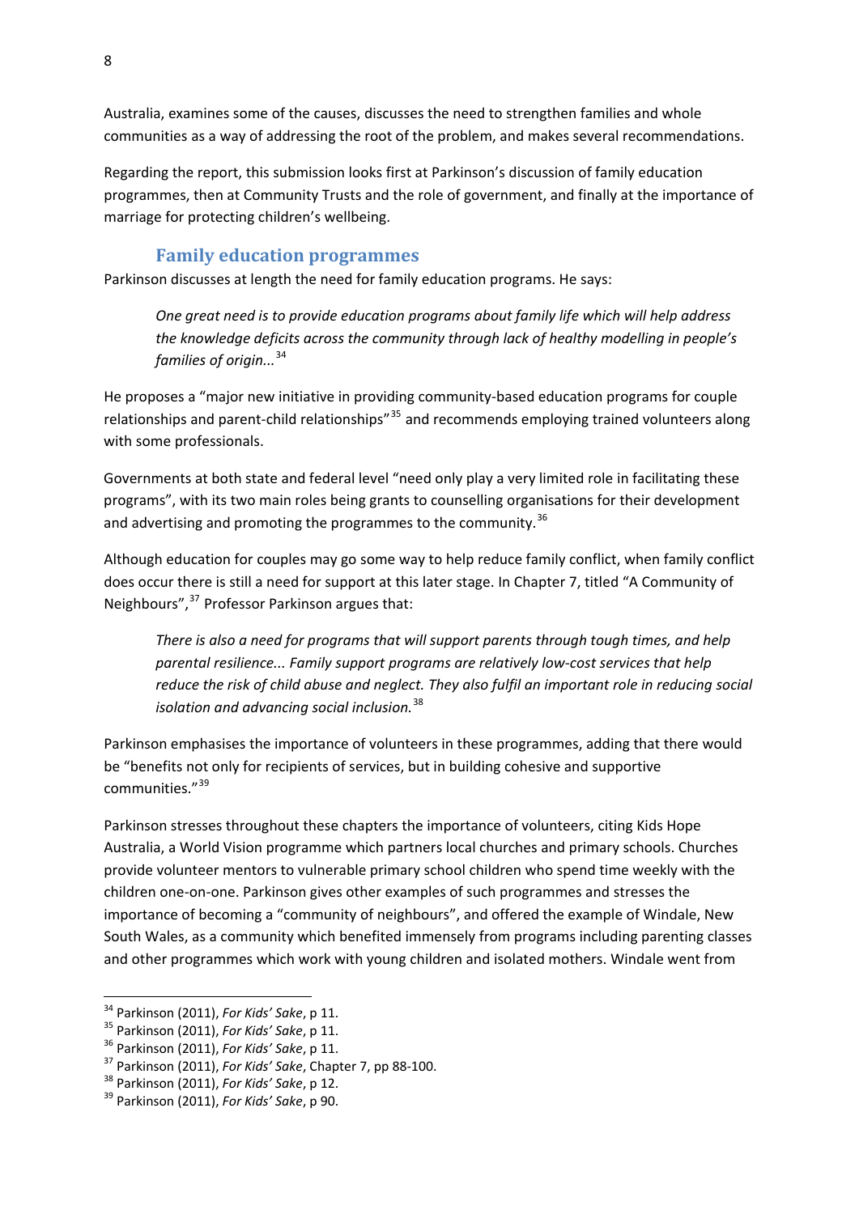Australia, examines some of the causes, discusses the need to strengthen families and whole communities as a way of addressing the root of the problem, and makes several recommendations.

Regarding the report, this submission looks first at Parkinson's discussion of family education programmes, then at Community Trusts and the role of government, and finally at the importance of marriage for protecting children's wellbeing.

### Family education programmes

Parkinson discusses at length the need for family education programs. He says:

> *One great need is to provide education programs about family life which will help address the knowledge deficits across the community through lack of healthy modelling in people's families of origin...*[34]

He proposes a "major new initiative in providing community-based education programs for couple relationships and parent-child relationships"[35] and recommends employing trained volunteers along with some professionals.

Governments at both state and federal level "need only play a very limited role in facilitating these programs", with its two main roles being grants to counselling organisations for their development and advertising and promoting the programmes to the community.[36]

Although education for couples may go some way to help reduce family conflict, when family conflict does occur there is still a need for support at this later stage. In Chapter 7, titled "A Community of Neighbours",[37] Professor Parkinson argues that:

> *There is also a need for programs that will support parents through tough times, and help parental resilience... Family support programs are relatively low-cost services that help reduce the risk of child abuse and neglect. They also fulfil an important role in reducing social isolation and advancing social inclusion.*[38]

Parkinson emphasises the importance of volunteers in these programmes, adding that there would be "benefits not only for recipients of services, but in building cohesive and supportive communities."[39]

Parkinson stresses throughout these chapters the importance of volunteers, citing Kids Hope Australia, a World Vision programme which partners local churches and primary schools. Churches provide volunteer mentors to vulnerable primary school children who spend time weekly with the children one-on-one. Parkinson gives other examples of such programmes and stresses the importance of becoming a "community of neighbours", and offered the example of Windale, New South Wales, as a community which benefited immensely from programs including parenting classes and other programmes which work with young children and isolated mothers. Windale went from

---

[34] Parkinson (2011), *For Kids' Sake*, p 11.
[35] Parkinson (2011), *For Kids' Sake*, p 11.
[36] Parkinson (2011), *For Kids' Sake*, p 11.
[37] Parkinson (2011), *For Kids' Sake*, Chapter 7, pp 88-100.
[38] Parkinson (2011), *For Kids' Sake*, p 12.
[39] Parkinson (2011), *For Kids' Sake*, p 90.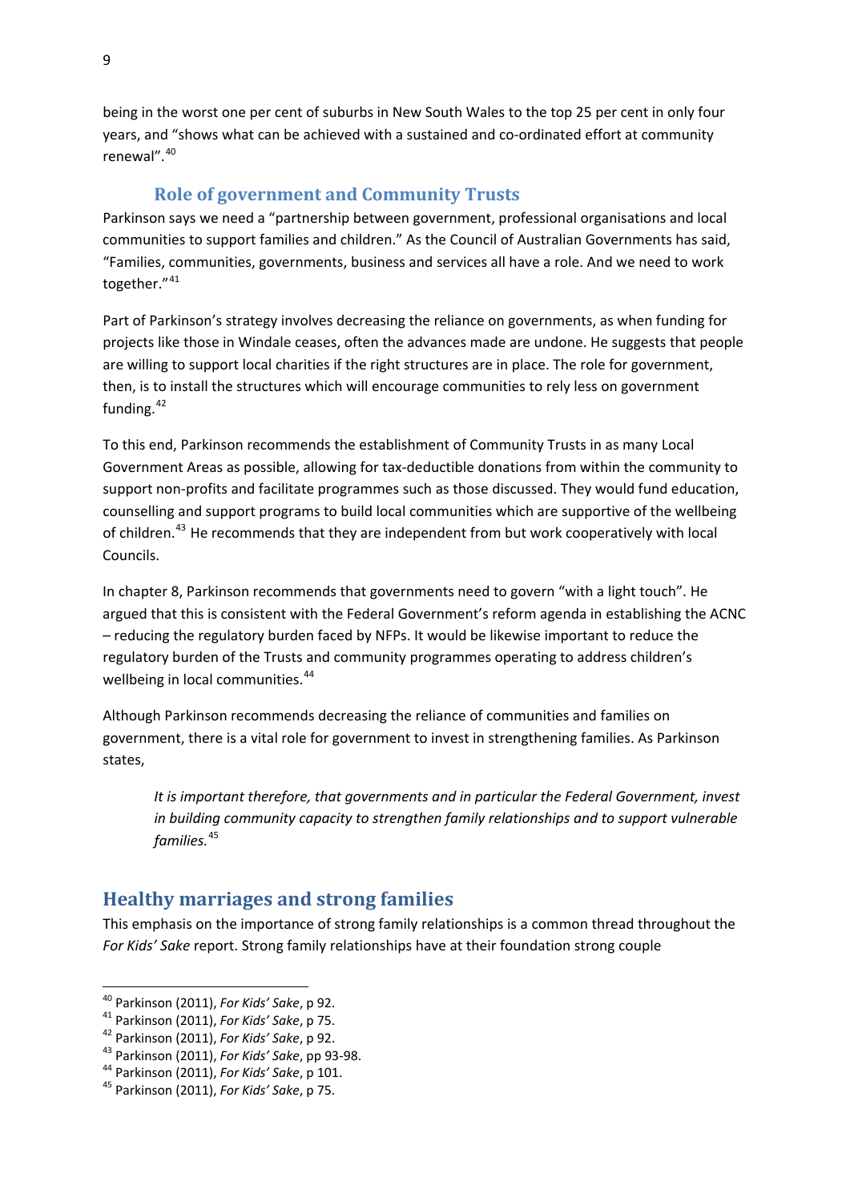being in the worst one per cent of suburbs in New South Wales to the top 25 per cent in only four years, and "shows what can be achieved with a sustained and co-ordinated effort at community renewal".[40]

### Role of government and Community Trusts

Parkinson says we need a "partnership between government, professional organisations and local communities to support families and children." As the Council of Australian Governments has said, "Families, communities, governments, business and services all have a role. And we need to work together."[41]

Part of Parkinson's strategy involves decreasing the reliance on governments, as when funding for projects like those in Windale ceases, often the advances made are undone. He suggests that people are willing to support local charities if the right structures are in place. The role for government, then, is to install the structures which will encourage communities to rely less on government funding.[42]

To this end, Parkinson recommends the establishment of Community Trusts in as many Local Government Areas as possible, allowing for tax-deductible donations from within the community to support non-profits and facilitate programmes such as those discussed. They would fund education, counselling and support programs to build local communities which are supportive of the wellbeing of children.[43] He recommends that they are independent from but work cooperatively with local Councils.

In chapter 8, Parkinson recommends that governments need to govern "with a light touch". He argued that this is consistent with the Federal Government's reform agenda in establishing the ACNC – reducing the regulatory burden faced by NFPs. It would be likewise important to reduce the regulatory burden of the Trusts and community programmes operating to address children's wellbeing in local communities.[44]

Although Parkinson recommends decreasing the reliance of communities and families on government, there is a vital role for government to invest in strengthening families. As Parkinson states,

> *It is important therefore, that governments and in particular the Federal Government, invest in building community capacity to strengthen family relationships and to support vulnerable families.*[45]

## Healthy marriages and strong families

This emphasis on the importance of strong family relationships is a common thread throughout the *For Kids' Sake* report. Strong family relationships have at their foundation strong couple

---

[40] Parkinson (2011), *For Kids' Sake*, p 92.
[41] Parkinson (2011), *For Kids' Sake*, p 75.
[42] Parkinson (2011), *For Kids' Sake*, p 92.
[43] Parkinson (2011), *For Kids' Sake*, pp 93-98.
[44] Parkinson (2011), *For Kids' Sake*, p 101.
[45] Parkinson (2011), *For Kids' Sake*, p 75.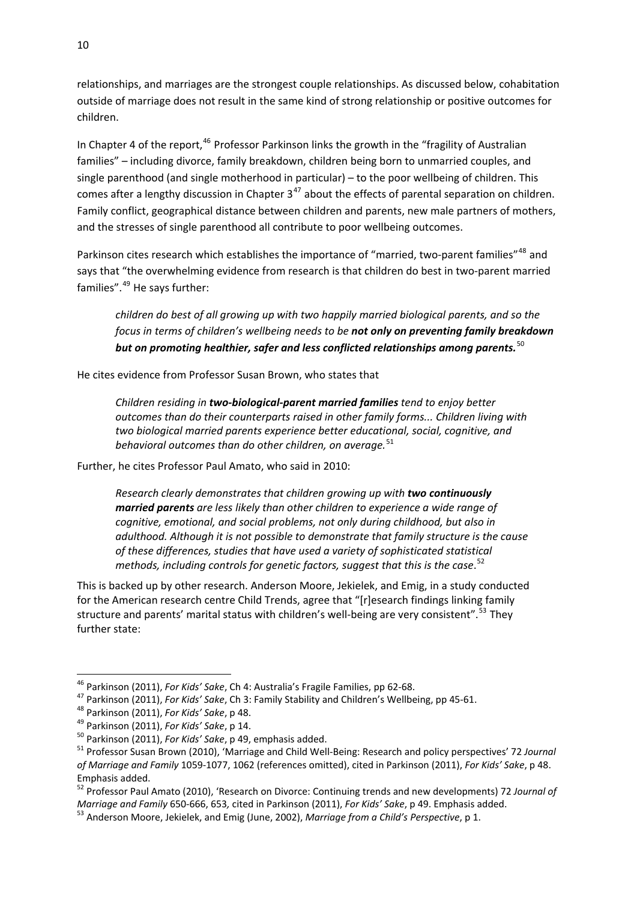relationships, and marriages are the strongest couple relationships. As discussed below, cohabitation outside of marriage does not result in the same kind of strong relationship or positive outcomes for children.

In Chapter 4 of the report,[46] Professor Parkinson links the growth in the "fragility of Australian families" – including divorce, family breakdown, children being born to unmarried couples, and single parenthood (and single motherhood in particular) – to the poor wellbeing of children. This comes after a lengthy discussion in Chapter 3[47] about the effects of parental separation on children. Family conflict, geographical distance between children and parents, new male partners of mothers, and the stresses of single parenthood all contribute to poor wellbeing outcomes.

Parkinson cites research which establishes the importance of "married, two-parent families"[48] and says that "the overwhelming evidence from research is that children do best in two-parent married families".[49] He says further:

> *children do best of all growing up with two happily married biological parents, and so the focus in terms of children's wellbeing needs to be **not only on preventing family breakdown but on promoting healthier, safer and less conflicted relationships among parents.***[50]

He cites evidence from Professor Susan Brown, who states that

> *Children residing in **two-biological-parent married families** tend to enjoy better outcomes than do their counterparts raised in other family forms... Children living with two biological married parents experience better educational, social, cognitive, and behavioral outcomes than do other children, on average.*[51]

Further, he cites Professor Paul Amato, who said in 2010:

> *Research clearly demonstrates that children growing up with **two continuously married parents** are less likely than other children to experience a wide range of cognitive, emotional, and social problems, not only during childhood, but also in adulthood. Although it is not possible to demonstrate that family structure is the cause of these differences, studies that have used a variety of sophisticated statistical methods, including controls for genetic factors, suggest that this is the case*.[52]

This is backed up by other research. Anderson Moore, Jekielek, and Emig, in a study conducted for the American research centre Child Trends, agree that "[r]esearch findings linking family structure and parents' marital status with children's well-being are very consistent".[53] They further state:

---

[46] Parkinson (2011), *For Kids' Sake*, Ch 4: Australia's Fragile Families, pp 62-68.

[47] Parkinson (2011), *For Kids' Sake*, Ch 3: Family Stability and Children's Wellbeing, pp 45-61.

[48] Parkinson (2011), *For Kids' Sake*, p 48.

[49] Parkinson (2011), *For Kids' Sake*, p 14.

[50] Parkinson (2011), *For Kids' Sake*, p 49, emphasis added.

[51] Professor Susan Brown (2010), 'Marriage and Child Well-Being: Research and policy perspectives' 72 *Journal of Marriage and Family* 1059-1077, 1062 (references omitted), cited in Parkinson (2011), *For Kids' Sake*, p 48. Emphasis added.

[52] Professor Paul Amato (2010), 'Research on Divorce: Continuing trends and new developments) 72 *Journal of Marriage and Family* 650-666, 653, cited in Parkinson (2011), *For Kids' Sake*, p 49. Emphasis added.

[53] Anderson Moore, Jekielek, and Emig (June, 2002), *Marriage from a Child's Perspective*, p 1.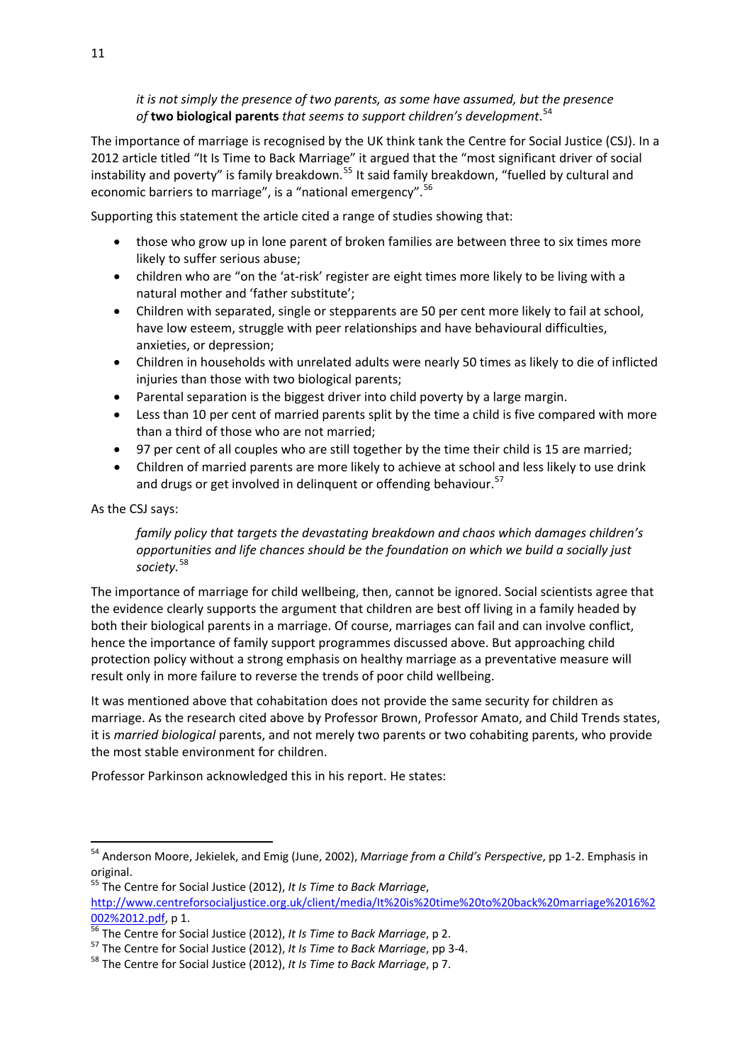> *it is not simply the presence of two parents, as some have assumed, but the presence of* **two biological parents** *that seems to support children's development.*[54]

The importance of marriage is recognised by the UK think tank the Centre for Social Justice (CSJ). In a 2012 article titled "It Is Time to Back Marriage" it argued that the "most significant driver of social instability and poverty" is family breakdown.[55] It said family breakdown, "fuelled by cultural and economic barriers to marriage", is a "national emergency".[56]

Supporting this statement the article cited a range of studies showing that:

- those who grow up in lone parent of broken families are between three to six times more likely to suffer serious abuse;
- children who are "on the 'at-risk' register are eight times more likely to be living with a natural mother and 'father substitute';
- Children with separated, single or stepparents are 50 per cent more likely to fail at school, have low esteem, struggle with peer relationships and have behavioural difficulties, anxieties, or depression;
- Children in households with unrelated adults were nearly 50 times as likely to die of inflicted injuries than those with two biological parents;
- Parental separation is the biggest driver into child poverty by a large margin.
- Less than 10 per cent of married parents split by the time a child is five compared with more than a third of those who are not married;
- 97 per cent of all couples who are still together by the time their child is 15 are married;
- Children of married parents are more likely to achieve at school and less likely to use drink and drugs or get involved in delinquent or offending behaviour.[57]

As the CSJ says:

> *family policy that targets the devastating breakdown and chaos which damages children's opportunities and life chances should be the foundation on which we build a socially just society.*[58]

The importance of marriage for child wellbeing, then, cannot be ignored. Social scientists agree that the evidence clearly supports the argument that children are best off living in a family headed by both their biological parents in a marriage. Of course, marriages can fail and can involve conflict, hence the importance of family support programmes discussed above. But approaching child protection policy without a strong emphasis on healthy marriage as a preventative measure will result only in more failure to reverse the trends of poor child wellbeing.

It was mentioned above that cohabitation does not provide the same security for children as marriage. As the research cited above by Professor Brown, Professor Amato, and Child Trends states, it is *married biological* parents, and not merely two parents or two cohabiting parents, who provide the most stable environment for children.

Professor Parkinson acknowledged this in his report. He states:

---

[54] Anderson Moore, Jekielek, and Emig (June, 2002), *Marriage from a Child's Perspective*, pp 1-2. Emphasis in original.

[55] The Centre for Social Justice (2012), *It Is Time to Back Marriage*, http://www.centreforsocialjustice.org.uk/client/media/It%20is%20time%20to%20back%20marriage%2016%2002%2012.pdf, p 1.

[56] The Centre for Social Justice (2012), *It Is Time to Back Marriage*, p 2.

[57] The Centre for Social Justice (2012), *It Is Time to Back Marriage*, pp 3-4.

[58] The Centre for Social Justice (2012), *It Is Time to Back Marriage*, p 7.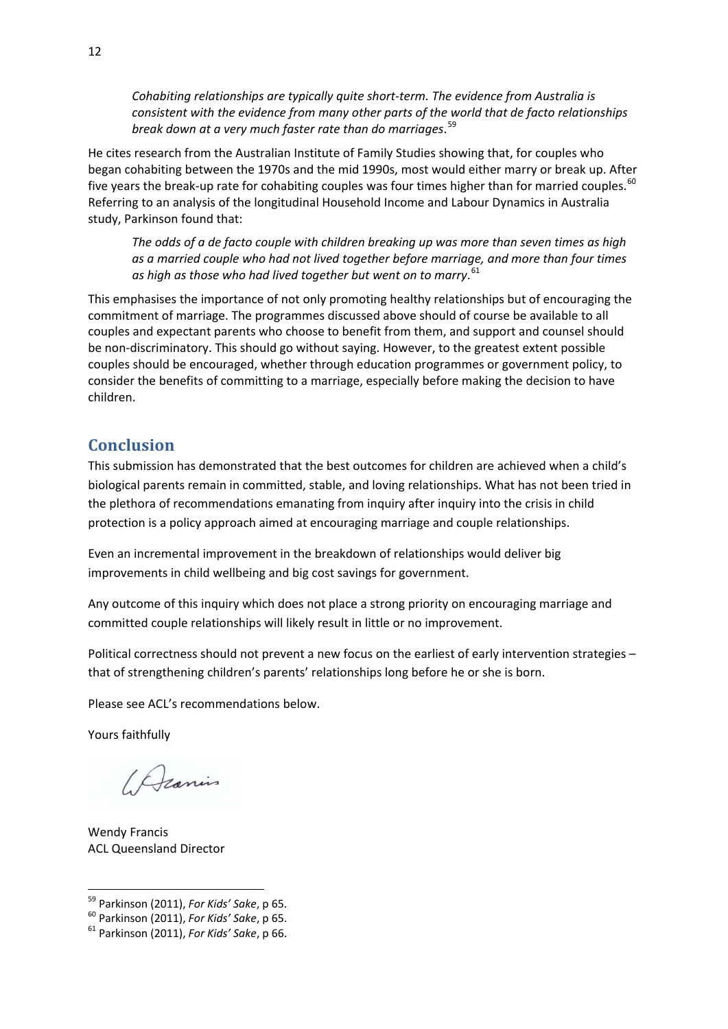> *Cohabiting relationships are typically quite short-term. The evidence from Australia is consistent with the evidence from many other parts of the world that de facto relationships break down at a very much faster rate than do marriages*.[59]

He cites research from the Australian Institute of Family Studies showing that, for couples who began cohabiting between the 1970s and the mid 1990s, most would either marry or break up. After five years the break-up rate for cohabiting couples was four times higher than for married couples.[60] Referring to an analysis of the longitudinal Household Income and Labour Dynamics in Australia study, Parkinson found that:

> *The odds of a de facto couple with children breaking up was more than seven times as high as a married couple who had not lived together before marriage, and more than four times as high as those who had lived together but went on to marry*.[61]

This emphasises the importance of not only promoting healthy relationships but of encouraging the commitment of marriage. The programmes discussed above should of course be available to all couples and expectant parents who choose to benefit from them, and support and counsel should be non-discriminatory. This should go without saying. However, to the greatest extent possible couples should be encouraged, whether through education programmes or government policy, to consider the benefits of committing to a marriage, especially before making the decision to have children.

## Conclusion

This submission has demonstrated that the best outcomes for children are achieved when a child's biological parents remain in committed, stable, and loving relationships. What has not been tried in the plethora of recommendations emanating from inquiry after inquiry into the crisis in child protection is a policy approach aimed at encouraging marriage and couple relationships.

Even an incremental improvement in the breakdown of relationships would deliver big improvements in child wellbeing and big cost savings for government.

Any outcome of this inquiry which does not place a strong priority on encouraging marriage and committed couple relationships will likely result in little or no improvement.

Political correctness should not prevent a new focus on the earliest of early intervention strategies – that of strengthening children's parents' relationships long before he or she is born.

Please see ACL's recommendations below.

Yours faithfully

Wendy Francis
ACL Queensland Director

---

[59] Parkinson (2011), *For Kids' Sake*, p 65.
[60] Parkinson (2011), *For Kids' Sake*, p 65.
[61] Parkinson (2011), *For Kids' Sake*, p 66.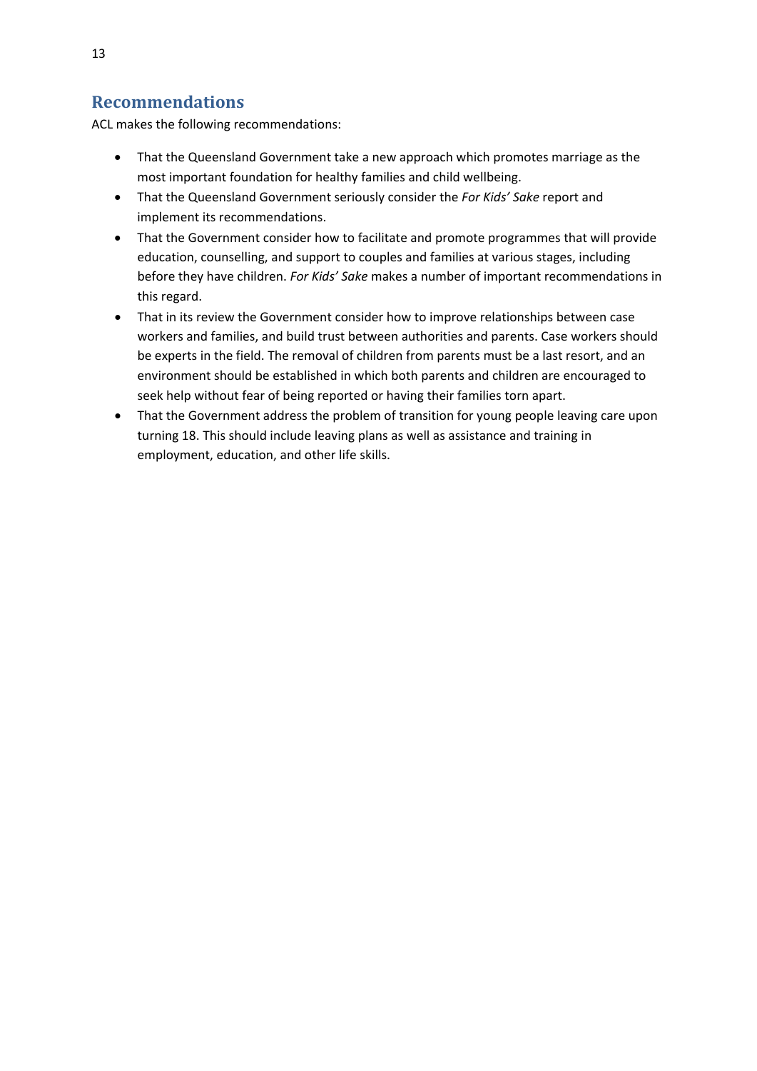## Recommendations

ACL makes the following recommendations:

- That the Queensland Government take a new approach which promotes marriage as the most important foundation for healthy families and child wellbeing.
- That the Queensland Government seriously consider the *For Kids' Sake* report and implement its recommendations.
- That the Government consider how to facilitate and promote programmes that will provide education, counselling, and support to couples and families at various stages, including before they have children. *For Kids' Sake* makes a number of important recommendations in this regard.
- That in its review the Government consider how to improve relationships between case workers and families, and build trust between authorities and parents. Case workers should be experts in the field. The removal of children from parents must be a last resort, and an environment should be established in which both parents and children are encouraged to seek help without fear of being reported or having their families torn apart.
- That the Government address the problem of transition for young people leaving care upon turning 18. This should include leaving plans as well as assistance and training in employment, education, and other life skills.